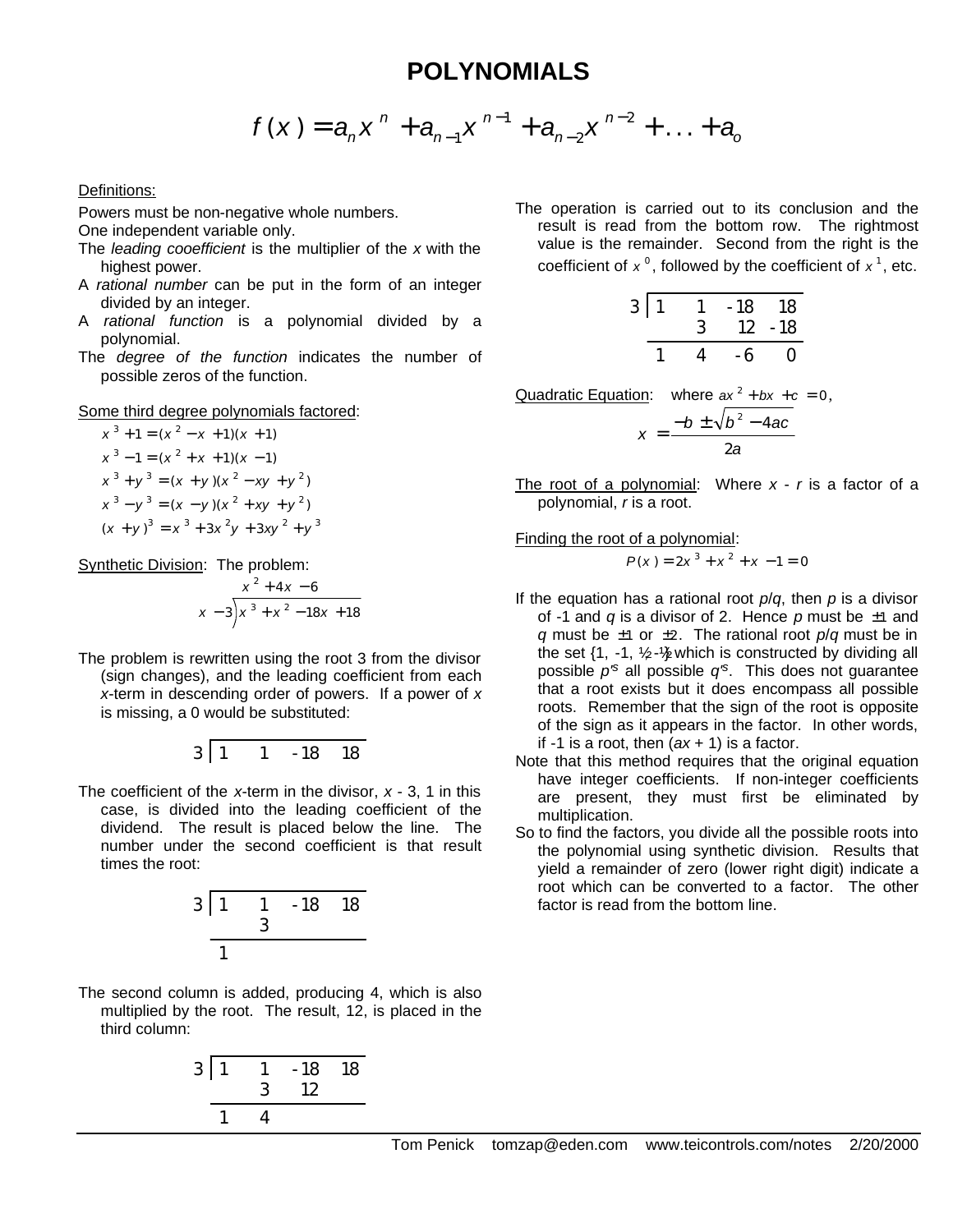# POLYNOMIALS

$$f(x) = a_n x^n + a_{n-1} x^{n-1} + a_{n-2} x^{n-2} + \ldots + a_o$$

Definitions:

Powers must be non-negative whole numbers.

One independent variable only.

The *leading cooefficient* is the multiplier of the *x* with the highest power.

A *rational number* can be put in the form of an integer divided by an integer.

A *rational function* is a polynomial divided by a polynomial.

The *degree of the function* indicates the number of possible zeros of the function.

Some third degree polynomials factored:

$$x^3 + 1 = (x^2 - x + 1)(x + 1)$$
$$x^3 - 1 = (x^2 + x + 1)(x - 1)$$
$$x^3 + y^3 = (x + y)(x^2 - xy + y^2)$$
$$x^3 - y^3 = (x - y)(x^2 + xy + y^2)$$
$$(x + y)^3 = x^3 + 3x^2 y + 3xy^2 + y^3$$

Synthetic Division: The problem:

$$x - 3 \overline{\smash{\big)}\, x^3 + x^2 - 18x + 18} \quad \text{quotient: } x^2 + 4x - 6$$

The problem is rewritten using the root 3 from the divisor (sign changes), and the leading coefficient from each *x*-term in descending order of powers. If a power of *x* is missing, a 0 would be substituted:

```
3 | 1    1   -18   18
```

The coefficient of the *x*-term in the divisor, *x* - 3, 1 in this case, is divided into the leading coefficient of the dividend. The result is placed below the line. The number under the second coefficient is that result times the root:

```
3 | 1    1   -18   18
         3
  -----------------
    1
```

The second column is added, producing 4, which is also multiplied by the root. The result, 12, is placed in the third column:

```
3 | 1    1   -18   18
         3    12
  -----------------
    1    4
```

The operation is carried out to its conclusion and the result is read from the bottom row. The rightmost value is the remainder. Second from the right is the coefficient of $x^0$, followed by the coefficient of $x^1$, etc.

```
3 | 1    1   -18   18
         3    12  -18
  -----------------
    1    4    -6    0
```

Quadratic Equation: where $ax^2 + bx + c = 0$,

$$x = \frac{-b \pm \sqrt{b^2 - 4ac}}{2a}$$

The root of a polynomial: Where *x* - *r* is a factor of a polynomial, *r* is a root.

Finding the root of a polynomial:

$$P(x) = 2x^3 + x^2 + x - 1 = 0$$

If the equation has a rational root *p*/*q*, then *p* is a divisor of -1 and *q* is a divisor of 2. Hence *p* must be ±1 and *q* must be ±1 or ±2. The rational root *p*/*q* must be in the set {1, -1, ½, -½} which is constructed by dividing all possible *p*'s all possible *q*'s. This does not guarantee that a root exists but it does encompass all possible roots. Remember that the sign of the root is opposite of the sign as it appears in the factor. In other words, if -1 is a root, then (*ax* + 1) is a factor.

Note that this method requires that the original equation have integer coefficients. If non-integer coefficients are present, they must first be eliminated by multiplication.

So to find the factors, you divide all the possible roots into the polynomial using synthetic division. Results that yield a remainder of zero (lower right digit) indicate a root which can be converted to a factor. The other factor is read from the bottom line.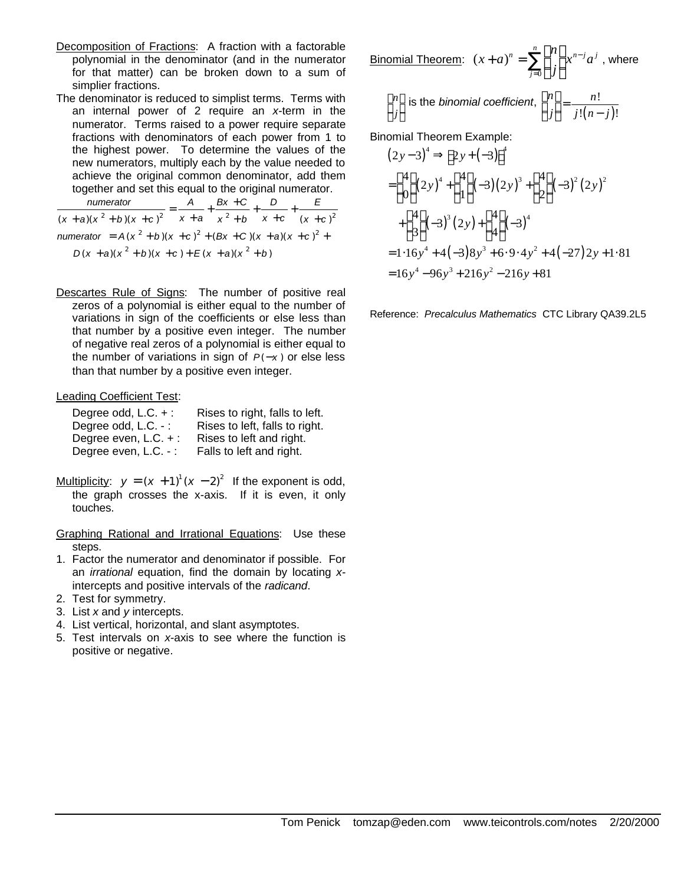Decomposition of Fractions: A fraction with a factorable polynomial in the denominator (and in the numerator for that matter) can be broken down to a sum of simplier fractions.

The denominator is reduced to simplist terms. Terms with an internal power of 2 require an *x*-term in the numerator. Terms raised to a power require separate fractions with denominators of each power from 1 to the highest power. To determine the values of the new numerators, multiply each by the value needed to achieve the original common denominator, add them together and set this equal to the original numerator.

$$\frac{numerator}{(x+a)(x^2+b)(x+c)^2} = \frac{A}{x+a} + \frac{Bx+C}{x^2+b} + \frac{D}{x+c} + \frac{E}{(x+c)^2}$$

$$numerator = A(x^2+b)(x+c)^2 + (Bx+C)(x+a)(x+c)^2 + D(x+a)(x^2+b)(x+c) + E(x+a)(x^2+b)$$

Descartes Rule of Signs: The number of positive real zeros of a polynomial is either equal to the number of variations in sign of the coefficients or else less than that number by a positive even integer. The number of negative real zeros of a polynomial is either equal to the number of variations in sign of $P(-x)$ or else less than that number by a positive even integer.

Leading Coefficient Test:

| | |
|---|---|
| Degree odd, L.C. + : | Rises to right, falls to left. |
| Degree odd, L.C. - : | Rises to left, falls to right. |
| Degree even, L.C. + : | Rises to left and right. |
| Degree even, L.C. - : | Falls to left and right. |

Multiplicity: $y = (x+1)^1(x-2)^2$ If the exponent is odd, the graph crosses the x-axis. If it is even, it only touches.

Graphing Rational and Irrational Equations: Use these steps.

1. Factor the numerator and denominator if possible. For an *irrational* equation, find the domain by locating *x*-intercepts and positive intervals of the *radicand*.
2. Test for symmetry.
3. List *x* and *y* intercepts.
4. List vertical, horizontal, and slant asymptotes.
5. Test intervals on *x*-axis to see where the function is positive or negative.

Binomial Theorem: $(x+a)^n = \sum_{j=0}^{n} \binom{n}{j} x^{n-j} a^j$ , where

$\binom{n}{j}$ is the *binomial coefficient*, $\binom{n}{j} = \frac{n!}{j!(n-j)!}$

Binomial Theorem Example:

$$(2y-3)^4 \Rightarrow [2y+(-3)]^4$$

$$= \binom{4}{0}(2y)^4 + \binom{4}{1}(-3)(2y)^3 + \binom{4}{2}(-3)^2(2y)^2 + \binom{4}{3}(-3)^3(2y) + \binom{4}{4}(-3)^4$$

$$= 1 \cdot 16y^4 + 4(-3)8y^3 + 6 \cdot 9 \cdot 4y^2 + 4(-27)2y + 1 \cdot 81$$

$$= 16y^4 - 96y^3 + 216y^2 - 216y + 81$$

Reference: *Precalculus Mathematics* CTC Library QA39.2L5

Tom Penick tomzap@eden.com www.teicontrols.com/notes 2/20/2000